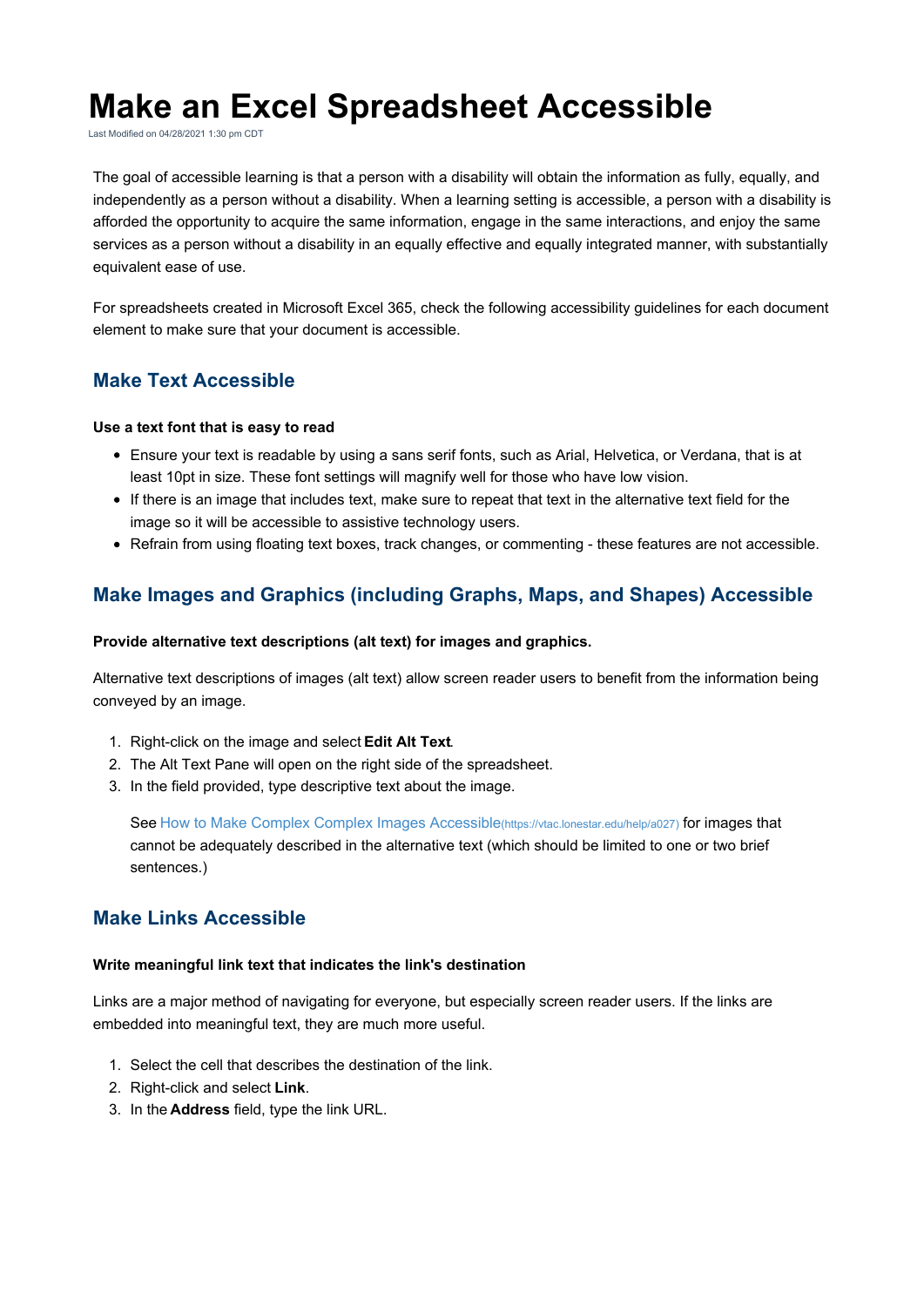# Make an Excel Spreadsheet Accessible

Last Modified on 04/28/2021 1:30 pm CDT

The goal of accessible learning is that a person with a disability will obtain the information as fully, equally, and independently as a person without a disability. When a learning setting is accessible, a person with a disability is afforded the opportunity to acquire the same information, engage in the same interactions, and enjoy the same services as a person without a disability in an equally effective and equally integrated manner, with substantially equivalent ease of use.

For spreadsheets created in Microsoft Excel 365, check the following accessibility guidelines for each document element to make sure that your document is accessible.

## Make Text Accessible

**Use a text font that is easy to read**

- Ensure your text is readable by using a sans serif fonts, such as Arial, Helvetica, or Verdana, that is at least 10pt in size. These font settings will magnify well for those who have low vision.
- If there is an image that includes text, make sure to repeat that text in the alternative text field for the image so it will be accessible to assistive technology users.
- Refrain from using floating text boxes, track changes, or commenting - these features are not accessible.

## Make Images and Graphics (including Graphs, Maps, and Shapes) Accessible

**Provide alternative text descriptions (alt text) for images and graphics.**

Alternative text descriptions of images (alt text) allow screen reader users to benefit from the information being conveyed by an image.

1. Right-click on the image and select **Edit Alt Text**.
2. The Alt Text Pane will open on the right side of the spreadsheet.
3. In the field provided, type descriptive text about the image.

   See How to Make Complex Complex Images Accessible(https://vtac.lonestar.edu/help/a027) for images that cannot be adequately described in the alternative text (which should be limited to one or two brief sentences.)

## Make Links Accessible

**Write meaningful link text that indicates the link's destination**

Links are a major method of navigating for everyone, but especially screen reader users. If the links are embedded into meaningful text, they are much more useful.

1. Select the cell that describes the destination of the link.
2. Right-click and select **Link**.
3. In the **Address** field, type the link URL.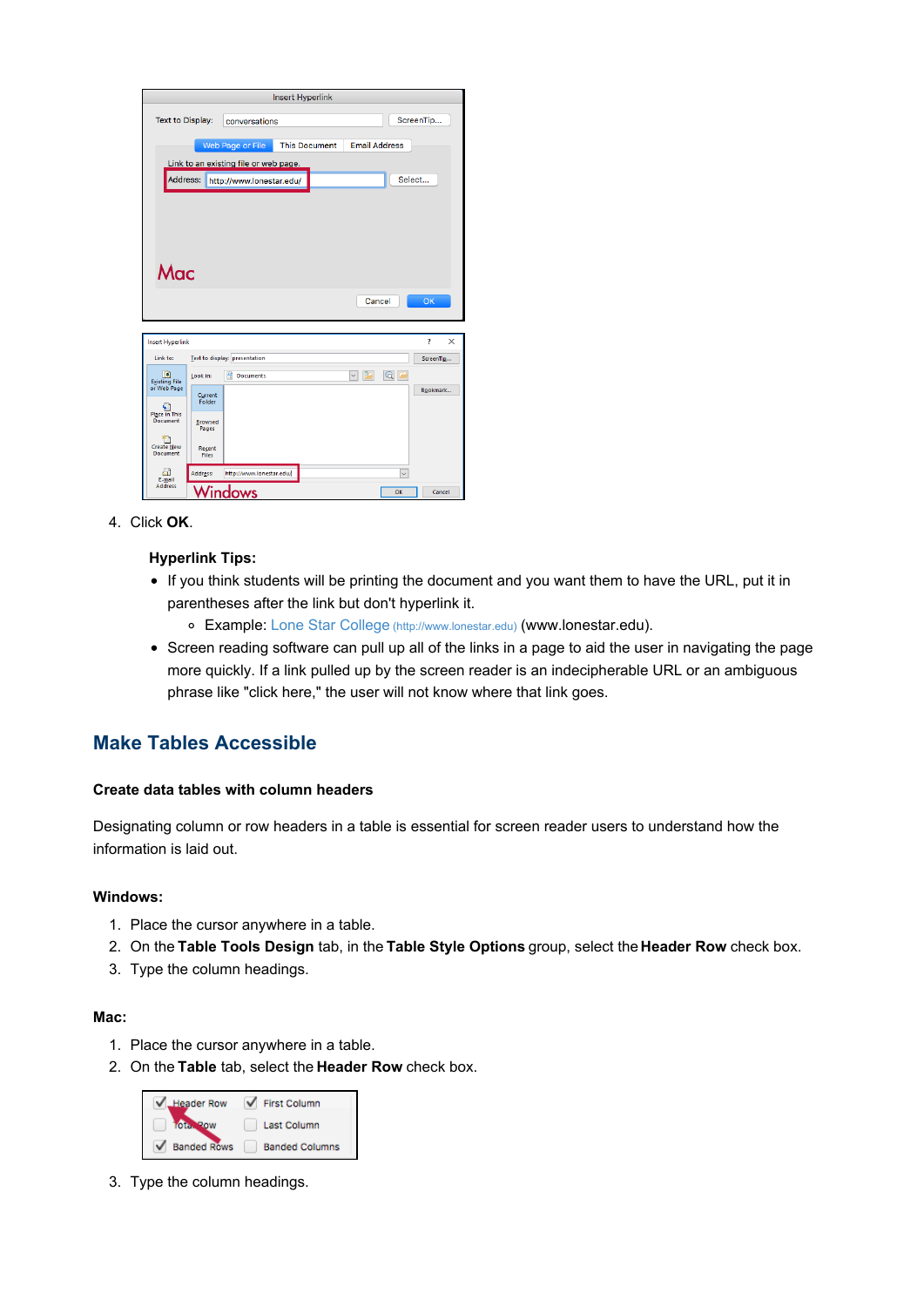4. Click **OK**.

**Hyperlink Tips:**

- If you think students will be printing the document and you want them to have the URL, put it in parentheses after the link but don't hyperlink it.
  - Example: Lone Star College (http://www.lonestar.edu) (www.lonestar.edu).
- Screen reading software can pull up all of the links in a page to aid the user in navigating the page more quickly. If a link pulled up by the screen reader is an indecipherable URL or an ambiguous phrase like "click here," the user will not know where that link goes.

## Make Tables Accessible

### Create data tables with column headers

Designating column or row headers in a table is essential for screen reader users to understand how the information is laid out.

**Windows:**

1. Place the cursor anywhere in a table.
2. On the **Table Tools Design** tab, in the **Table Style Options** group, select the **Header Row** check box.
3. Type the column headings.

**Mac:**

1. Place the cursor anywhere in a table.
2. On the **Table** tab, select the **Header Row** check box.
3. Type the column headings.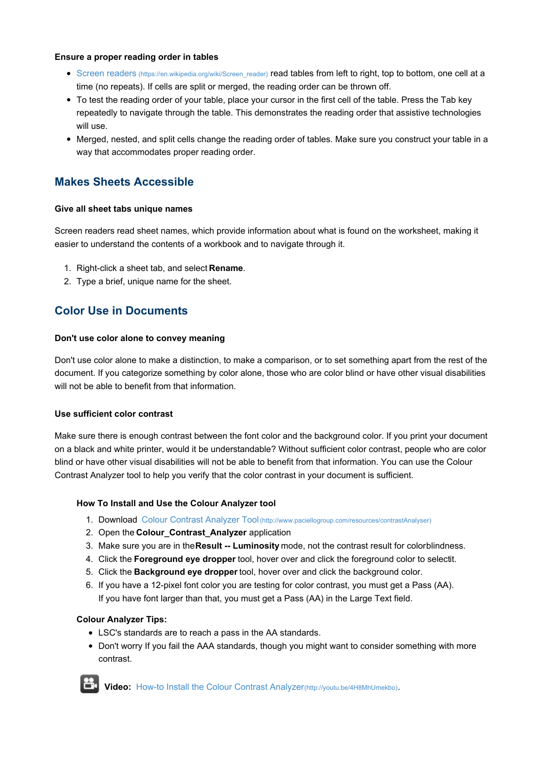#### Ensure a proper reading order in tables

- Screen readers (https://en.wikipedia.org/wiki/Screen_reader) read tables from left to right, top to bottom, one cell at a time (no repeats). If cells are split or merged, the reading order can be thrown off.
- To test the reading order of your table, place your cursor in the first cell of the table. Press the Tab key repeatedly to navigate through the table. This demonstrates the reading order that assistive technologies will use.
- Merged, nested, and split cells change the reading order of tables. Make sure you construct your table in a way that accommodates proper reading order.

## Makes Sheets Accessible

#### Give all sheet tabs unique names

Screen readers read sheet names, which provide information about what is found on the worksheet, making it easier to understand the contents of a workbook and to navigate through it.

1. Right-click a sheet tab, and select **Rename**.
2. Type a brief, unique name for the sheet.

## Color Use in Documents

#### Don't use color alone to convey meaning

Don't use color alone to make a distinction, to make a comparison, or to set something apart from the rest of the document. If you categorize something by color alone, those who are color blind or have other visual disabilities will not be able to benefit from that information.

#### Use sufficient color contrast

Make sure there is enough contrast between the font color and the background color. If you print your document on a black and white printer, would it be understandable? Without sufficient color contrast, people who are color blind or have other visual disabilities will not be able to benefit from that information. You can use the Colour Contrast Analyzer tool to help you verify that the color contrast in your document is sufficient.

#### How To Install and Use the Colour Analyzer tool

1. Download Colour Contrast Analyzer Tool (http://www.paciellogroup.com/resources/contrastAnalyser)
2. Open the **Colour_Contrast_Analyzer** application
3. Make sure you are in the **Result -- Luminosity** mode, not the contrast result for colorblindness.
4. Click the **Foreground eye dropper** tool, hover over and click the foreground color to selectit.
5. Click the **Background eye dropper** tool, hover over and click the background color.
6. If you have a 12-pixel font color you are testing for color contrast, you must get a Pass (AA). If you have font larger than that, you must get a Pass (AA) in the Large Text field.

#### Colour Analyzer Tips:

- LSC's standards are to reach a pass in the AA standards.
- Don't worry If you fail the AAA standards, though you might want to consider something with more contrast.

**Video:** How-to Install the Colour Contrast Analyzer (http://youtu.be/4H8MhUmekbo).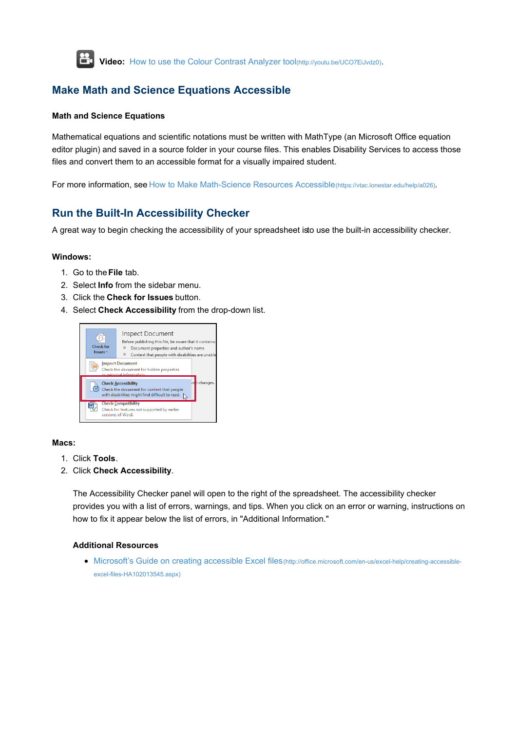**Video:** How to use the Colour Contrast Analyzer tool(http://youtu.be/UCO7EiJvdz0).

## Make Math and Science Equations Accessible

### Math and Science Equations

Mathematical equations and scientific notations must be written with MathType (an Microsoft Office equation editor plugin) and saved in a source folder in your course files. This enables Disability Services to access those files and convert them to an accessible format for a visually impaired student.

For more information, see How to Make Math-Science Resources Accessible(https://vtac.lonestar.edu/help/a026).

## Run the Built-In Accessibility Checker

A great way to begin checking the accessibility of your spreadsheet isto use the built-in accessibility checker.

**Windows:**

1. Go to the **File** tab.
2. Select **Info** from the sidebar menu.
3. Click the **Check for Issues** button.
4. Select **Check Accessibility** from the drop-down list.

**Macs:**

1. Click **Tools**.
2. Click **Check Accessibility**.

The Accessibility Checker panel will open to the right of the spreadsheet. The accessibility checker provides you with a list of errors, warnings, and tips. When you click on an error or warning, instructions on how to fix it appear below the list of errors, in "Additional Information."

### Additional Resources

- Microsoft's Guide on creating accessible Excel files(http://office.microsoft.com/en-us/excel-help/creating-accessible-excel-files-HA102013545.aspx)